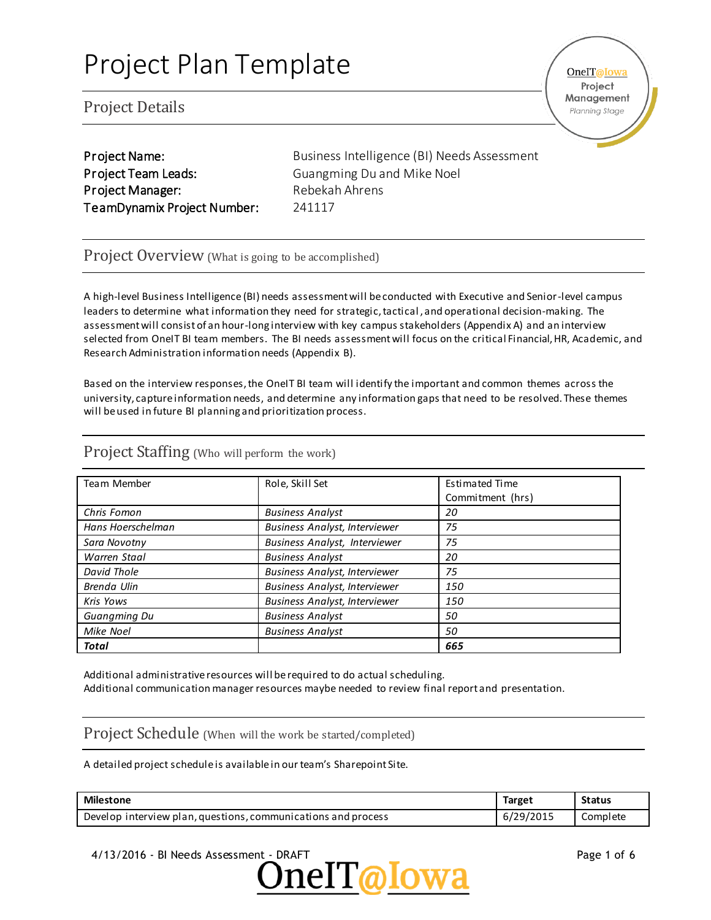# Project Plan Template

## Project Details

**Project Name:** Business Intelligence (BI) Needs Assessment
**Project Team Leads:** Guangming Du and Mike Noel
**Project Manager:** Rebekah Ahrens
**TeamDynamix Project Number:** 241117

## Project Overview (What is going to be accomplished)

A high-level Business Intelligence (BI) needs assessment will be conducted with Executive and Senior-level campus leaders to determine what information they need for strategic, tactical, and operational decision-making. The assessment will consist of an hour-long interview with key campus stakeholders (Appendix A) and an interview selected from OneIT BI team members. The BI needs assessment will focus on the critical Financial, HR, Academic, and Research Administration information needs (Appendix B).

Based on the interview responses, the OneIT BI team will identify the important and common themes across the university, capture information needs, and determine any information gaps that need to be resolved. These themes will be used in future BI planning and prioritization process.

## Project Staffing (Who will perform the work)

| Team Member | Role, Skill Set | Estimated Time Commitment (hrs) |
|---|---|---|
| *Chris Fomon* | *Business Analyst* | *20* |
| *Hans Hoerschelman* | *Business Analyst, Interviewer* | *75* |
| *Sara Novotny* | *Business Analyst, Interviewer* | *75* |
| *Warren Staal* | *Business Analyst* | *20* |
| *David Thole* | *Business Analyst, Interviewer* | *75* |
| *Brenda Ulin* | *Business Analyst, Interviewer* | *150* |
| *Kris Yows* | *Business Analyst, Interviewer* | *150* |
| *Guangming Du* | *Business Analyst* | *50* |
| *Mike Noel* | *Business Analyst* | *50* |
| ***Total*** | | ***665*** |

Additional administrative resources will be required to do actual scheduling.
Additional communication manager resources maybe needed to review final report and presentation.

## Project Schedule (When will the work be started/completed)

A detailed project schedule is available in our team's Sharepoint Site.

| Milestone | Target | Status |
|---|---|---|
| Develop interview plan, questions, communications and process | 6/29/2015 | Complete |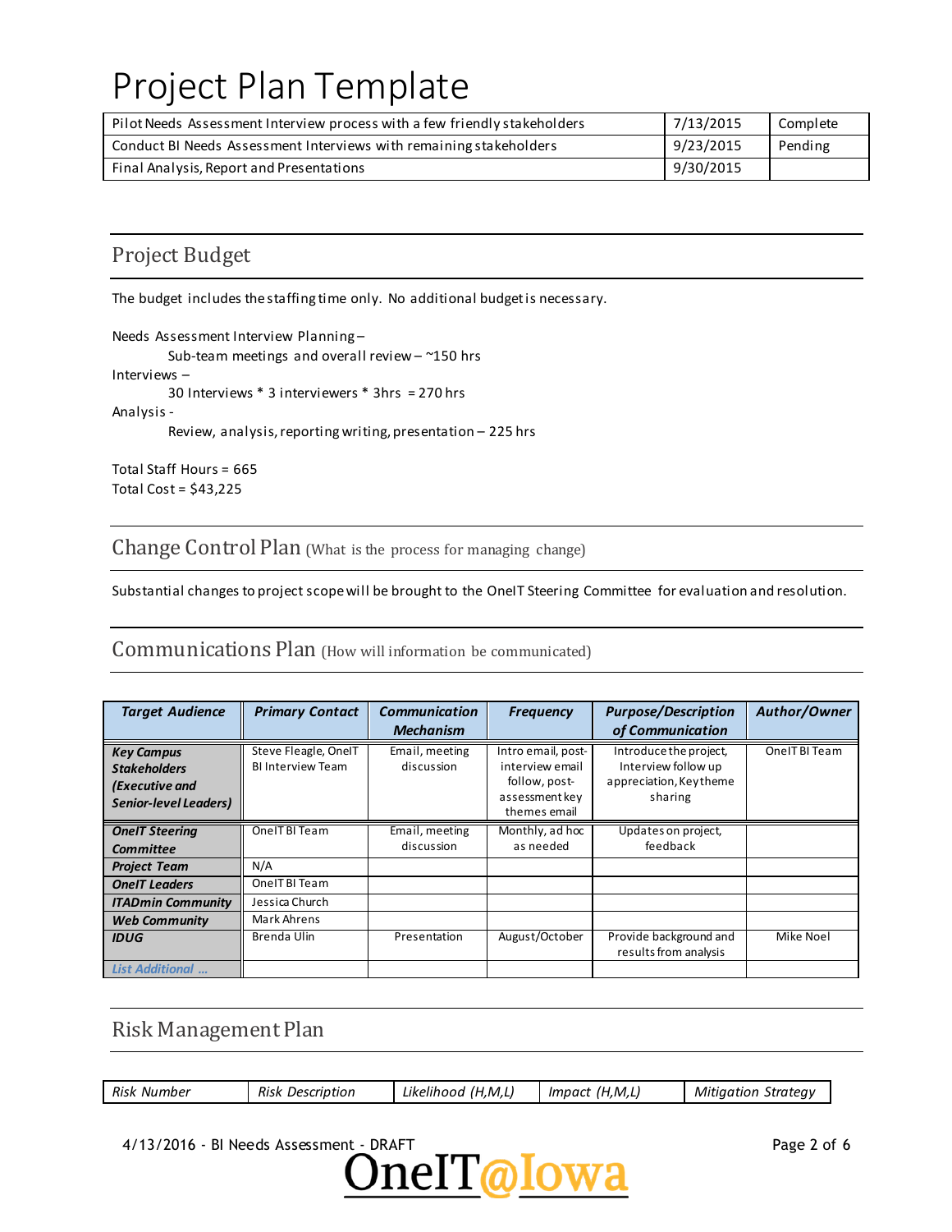# Project Plan Template

| | | |
|---|---|---|
| Pilot Needs Assessment Interview process with a few friendly stakeholders | 7/13/2015 | Complete |
| Conduct BI Needs Assessment Interviews with remaining stakeholders | 9/23/2015 | Pending |
| Final Analysis, Report and Presentations | 9/30/2015 | |

## Project Budget

The budget includes the staffing time only. No additional budget is necessary.

Needs Assessment Interview Planning –
  Sub-team meetings and overall review – ~150 hrs
Interviews –
  30 Interviews * 3 interviewers * 3hrs = 270 hrs
Analysis -
  Review, analysis, reporting writing, presentation – 225 hrs

Total Staff Hours = 665
Total Cost = $43,225

## Change Control Plan (What is the process for managing change)

Substantial changes to project scope will be brought to the OneIT Steering Committee for evaluation and resolution.

## Communications Plan (How will information be communicated)

| *Target Audience* | *Primary Contact* | *Communication Mechanism* | *Frequency* | *Purpose/Description of Communication* | *Author/Owner* |
|---|---|---|---|---|---|
| ***Key Campus Stakeholders (Executive and Senior-level Leaders)*** | Steve Fleagle, OneIT BI Interview Team | Email, meeting discussion | Intro email, post-interview email follow, post-assessment key themes email | Introduce the project, Interview follow up appreciation, Key theme sharing | OneIT BI Team |
| ***OneIT Steering Committee*** | OneIT BI Team | Email, meeting discussion | Monthly, ad hoc as needed | Updates on project, feedback | |
| ***Project Team*** | N/A | | | | |
| ***OneIT Leaders*** | OneIT BI Team | | | | |
| ***ITAdmin Community*** | Jessica Church | | | | |
| ***Web Community*** | Mark Ahrens | | | | |
| ***IDUG*** | Brenda Ulin | Presentation | August/October | Provide background and results from analysis | Mike Noel |
| ***List Additional …*** | | | | | |

## Risk Management Plan

| *Risk Number* | *Risk Description* | *Likelihood (H,M,L)* | *Impact (H,M,L)* | *Mitigation Strategy* |
|---|---|---|---|---|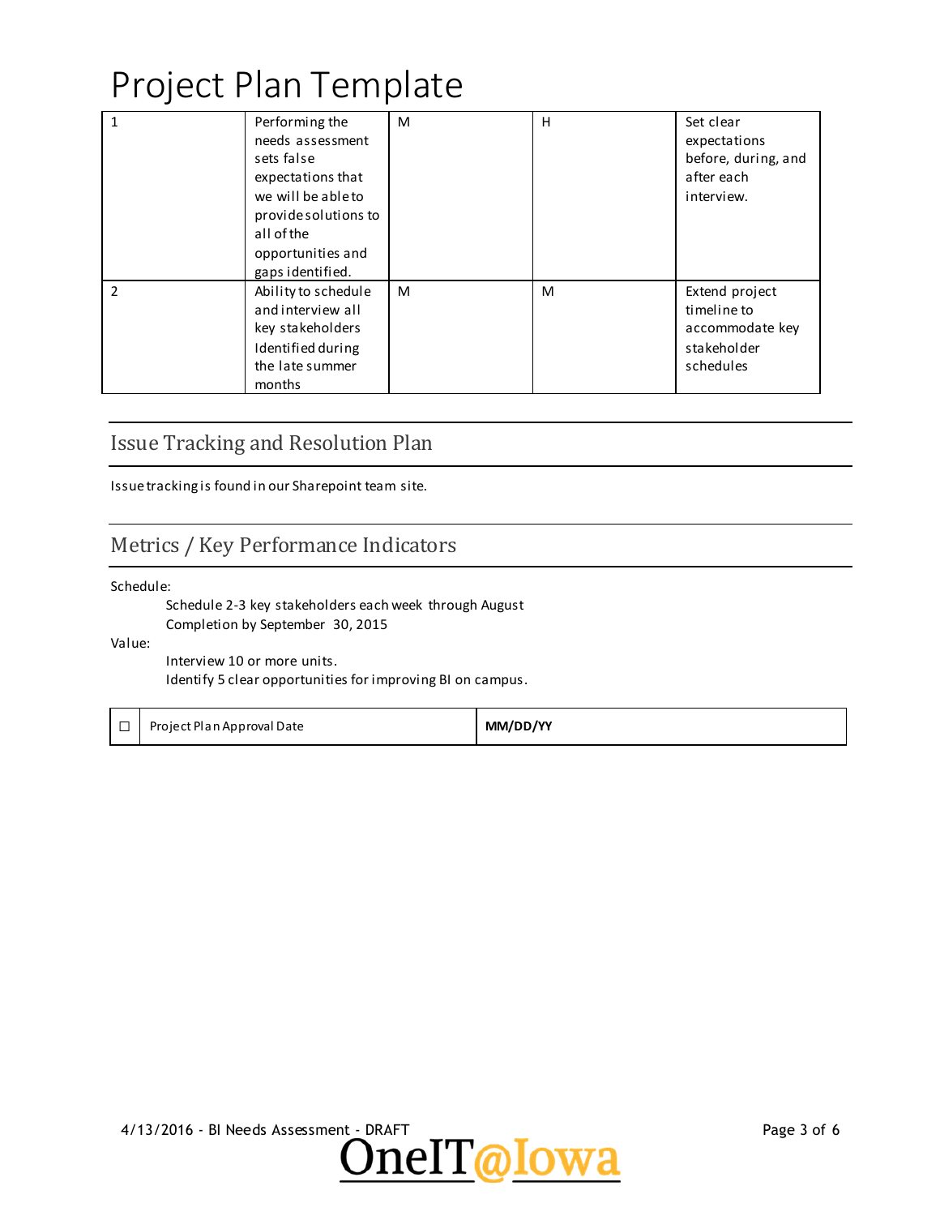# Project Plan Template

| | | | | |
|---|---|---|---|---|
| 1 | Performing the needs assessment sets false expectations that we will be able to provide solutions to all of the opportunities and gaps identified. | M | H | Set clear expectations before, during, and after each interview. |
| 2 | Ability to schedule and interview all key stakeholders Identified during the late summer months | M | M | Extend project timeline to accommodate key stakeholder schedules |

## Issue Tracking and Resolution Plan

Issue tracking is found in our Sharepoint team site.

## Metrics / Key Performance Indicators

Schedule:

Schedule 2-3 key stakeholders each week through August

Completion by September 30, 2015

Value:

Interview 10 or more units.

Identify 5 clear opportunities for improving BI on campus.

| ☐ | Project Plan Approval Date | **MM/DD/YY** |
|---|---|---|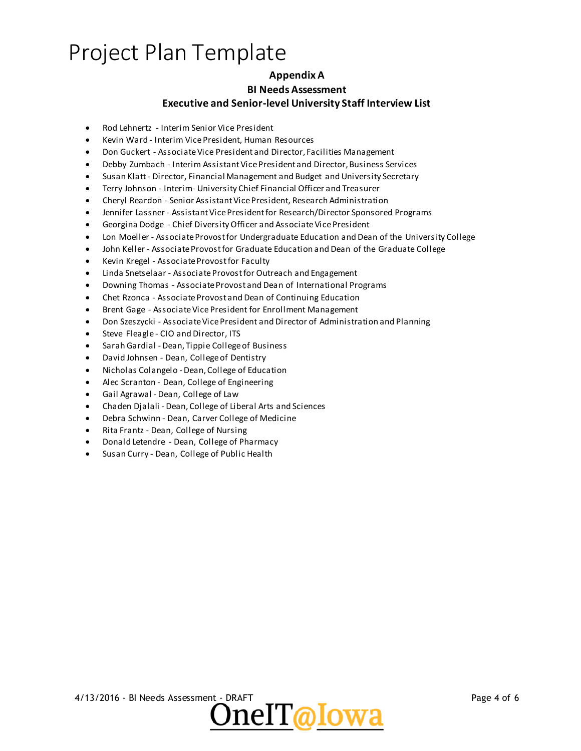# Project Plan Template

**Appendix A**

**BI Needs Assessment**

**Executive and Senior-level University Staff Interview List**

- Rod Lehnertz - Interim Senior Vice President
- Kevin Ward - Interim Vice President, Human Resources
- Don Guckert - Associate Vice President and Director, Facilities Management
- Debby Zumbach - Interim Assistant Vice President and Director, Business Services
- Susan Klatt - Director, Financial Management and Budget and University Secretary
- Terry Johnson - Interim- University Chief Financial Officer and Treasurer
- Cheryl Reardon - Senior Assistant Vice President, Research Administration
- Jennifer Lassner - Assistant Vice President for Research/Director Sponsored Programs
- Georgina Dodge - Chief Diversity Officer and Associate Vice President
- Lon Moeller - Associate Provost for Undergraduate Education and Dean of the University College
- John Keller - Associate Provost for Graduate Education and Dean of the Graduate College
- Kevin Kregel - Associate Provost for Faculty
- Linda Snetselaar - Associate Provost for Outreach and Engagement
- Downing Thomas - Associate Provost and Dean of International Programs
- Chet Rzonca - Associate Provost and Dean of Continuing Education
- Brent Gage - Associate Vice President for Enrollment Management
- Don Szeszycki - Associate Vice President and Director of Administration and Planning
- Steve Fleagle - CIO and Director, ITS
- Sarah Gardial - Dean, Tippie College of Business
- David Johnsen - Dean, College of Dentistry
- Nicholas Colangelo - Dean, College of Education
- Alec Scranton - Dean, College of Engineering
- Gail Agrawal - Dean, College of Law
- Chaden Djalali - Dean, College of Liberal Arts and Sciences
- Debra Schwinn - Dean, Carver College of Medicine
- Rita Frantz - Dean, College of Nursing
- Donald Letendre - Dean, College of Pharmacy
- Susan Curry - Dean, College of Public Health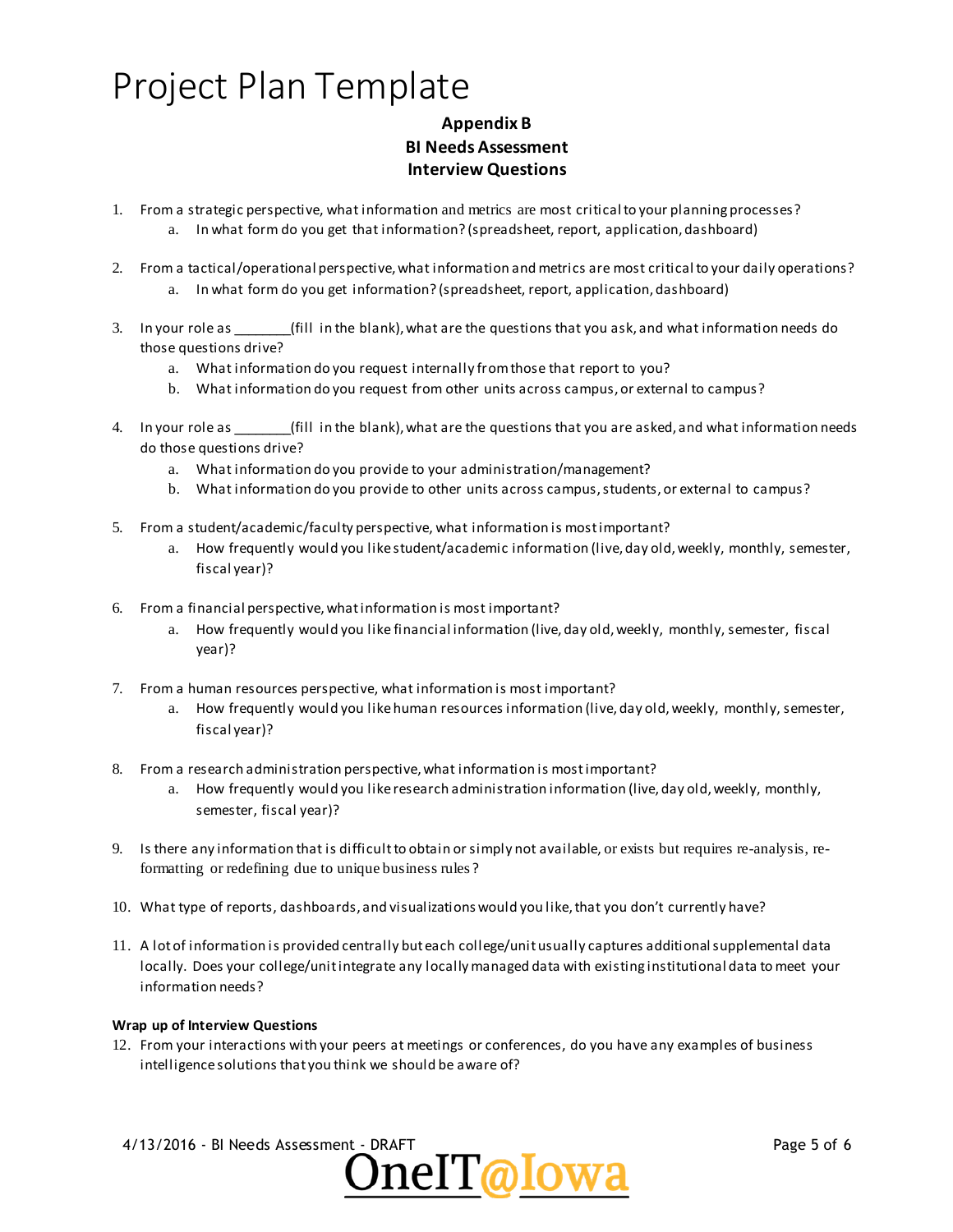# Project Plan Template

**Appendix B**
**BI Needs Assessment**
**Interview Questions**

1. From a strategic perspective, what information and metrics are most critical to your planning processes?
    a. In what form do you get that information? (spreadsheet, report, application, dashboard)

2. From a tactical/operational perspective, what information and metrics are most critical to your daily operations?
    a. In what form do you get information? (spreadsheet, report, application, dashboard)

3. In your role as _______(fill in the blank), what are the questions that you ask, and what information needs do those questions drive?
    a. What information do you request internally from those that report to you?
    b. What information do you request from other units across campus, or external to campus?

4. In your role as _______(fill in the blank), what are the questions that you are asked, and what information needs do those questions drive?
    a. What information do you provide to your administration/management?
    b. What information do you provide to other units across campus, students, or external to campus?

5. From a student/academic/faculty perspective, what information is most important?
    a. How frequently would you like student/academic information (live, day old, weekly, monthly, semester, fiscal year)?

6. From a financial perspective, what information is most important?
    a. How frequently would you like financial information (live, day old, weekly, monthly, semester, fiscal year)?

7. From a human resources perspective, what information is most important?
    a. How frequently would you like human resources information (live, day old, weekly, monthly, semester, fiscal year)?

8. From a research administration perspective, what information is most important?
    a. How frequently would you like research administration information (live, day old, weekly, monthly, semester, fiscal year)?

9. Is there any information that is difficult to obtain or simply not available, or exists but requires re-analysis, re-formatting or redefining due to unique business rules?

10. What type of reports, dashboards, and visualizations would you like, that you don't currently have?

11. A lot of information is provided centrally but each college/unit usually captures additional supplemental data locally. Does your college/unit integrate any locally managed data with existing institutional data to meet your information needs?

**Wrap up of Interview Questions**

12. From your interactions with your peers at meetings or conferences, do you have any examples of business intelligence solutions that you think we should be aware of?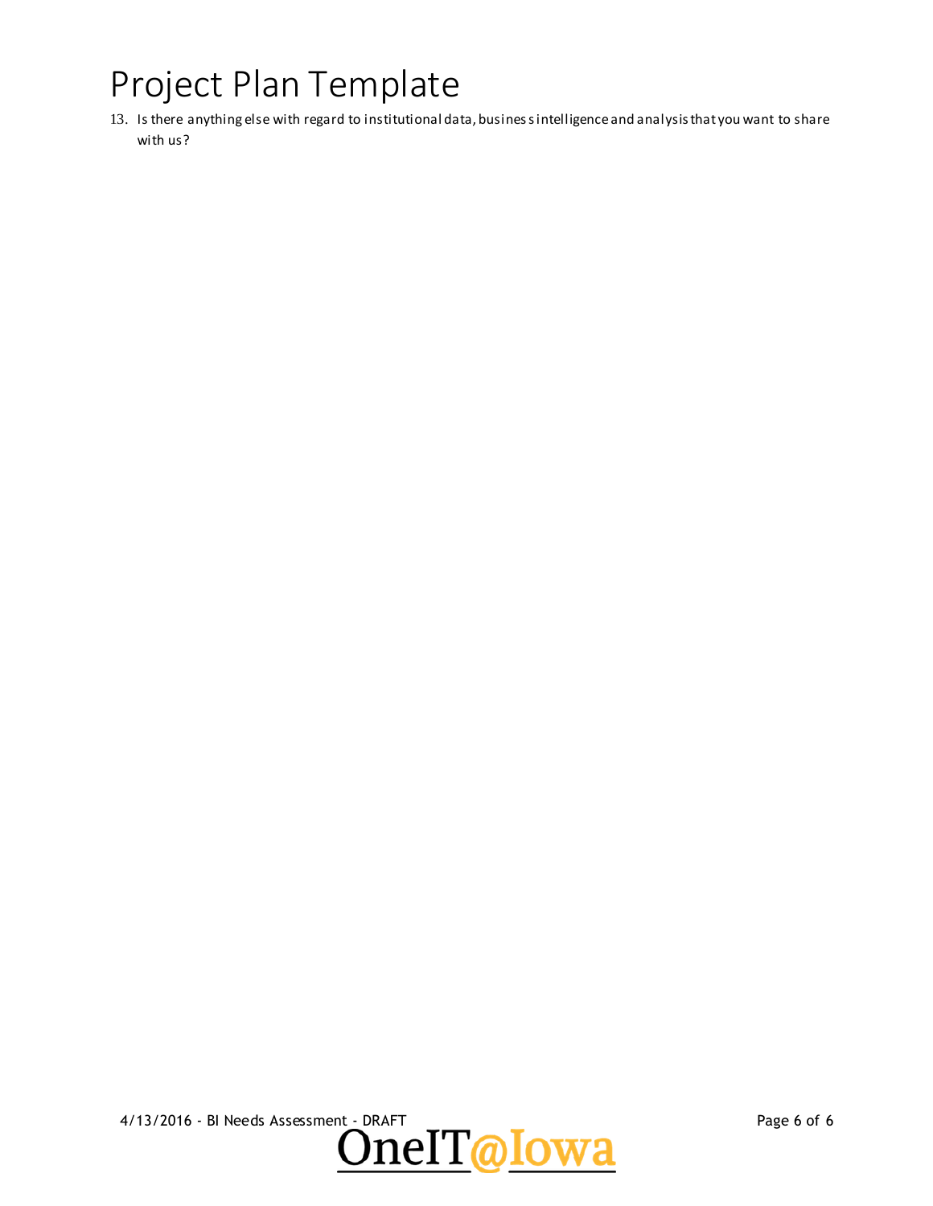# Project Plan Template

13. Is there anything else with regard to institutional data, business intelligence and analysis that you want to share with us?